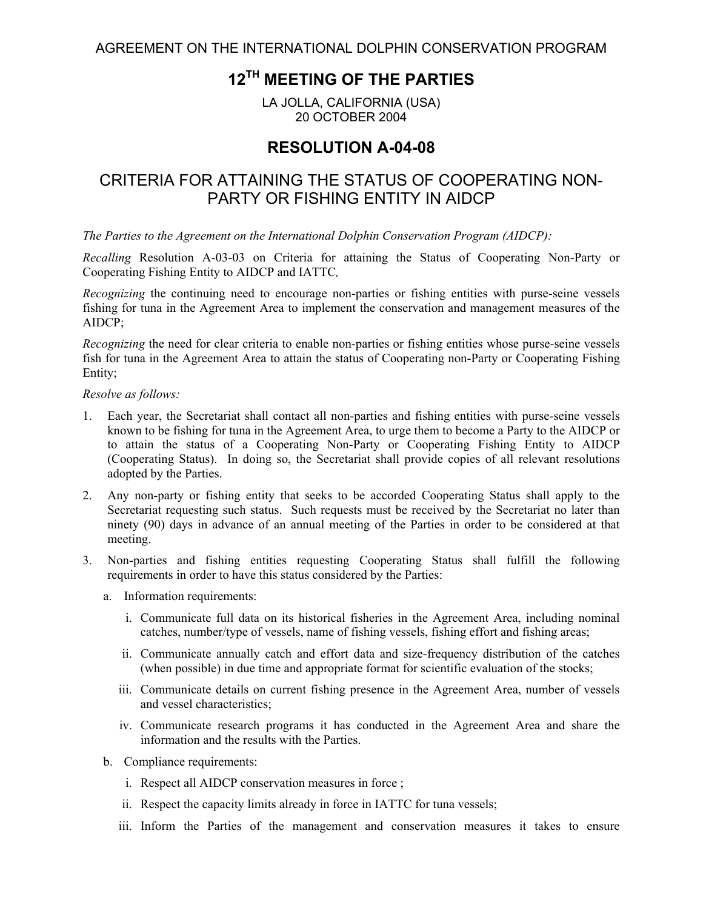AGREEMENT ON THE INTERNATIONAL DOLPHIN CONSERVATION PROGRAM

# 12TH MEETING OF THE PARTIES

LA JOLLA, CALIFORNIA (USA)
20 OCTOBER 2004

## RESOLUTION A-04-08

## CRITERIA FOR ATTAINING THE STATUS OF COOPERATING NON-PARTY OR FISHING ENTITY IN AIDCP

*The Parties to the Agreement on the International Dolphin Conservation Program (AIDCP):*

*Recalling* Resolution A-03-03 on Criteria for attaining the Status of Cooperating Non-Party or Cooperating Fishing Entity to AIDCP and IATTC*,*

*Recognizing* the continuing need to encourage non-parties or fishing entities with purse-seine vessels fishing for tuna in the Agreement Area to implement the conservation and management measures of the AIDCP;

*Recognizing* the need for clear criteria to enable non-parties or fishing entities whose purse-seine vessels fish for tuna in the Agreement Area to attain the status of Cooperating non-Party or Cooperating Fishing Entity;

*Resolve as follows:*

1. Each year, the Secretariat shall contact all non-parties and fishing entities with purse-seine vessels known to be fishing for tuna in the Agreement Area, to urge them to become a Party to the AIDCP or to attain the status of a Cooperating Non-Party or Cooperating Fishing Entity to AIDCP (Cooperating Status). In doing so, the Secretariat shall provide copies of all relevant resolutions adopted by the Parties.
2. Any non-party or fishing entity that seeks to be accorded Cooperating Status shall apply to the Secretariat requesting such status. Such requests must be received by the Secretariat no later than ninety (90) days in advance of an annual meeting of the Parties in order to be considered at that meeting.
3. Non-parties and fishing entities requesting Cooperating Status shall fulfill the following requirements in order to have this status considered by the Parties:
   a. Information requirements:
      i. Communicate full data on its historical fisheries in the Agreement Area, including nominal catches, number/type of vessels, name of fishing vessels, fishing effort and fishing areas;
      ii. Communicate annually catch and effort data and size-frequency distribution of the catches (when possible) in due time and appropriate format for scientific evaluation of the stocks;
      iii. Communicate details on current fishing presence in the Agreement Area, number of vessels and vessel characteristics;
      iv. Communicate research programs it has conducted in the Agreement Area and share the information and the results with the Parties.
   b. Compliance requirements:
      i. Respect all AIDCP conservation measures in force ;
      ii. Respect the capacity limits already in force in IATTC for tuna vessels;
      iii. Inform the Parties of the management and conservation measures it takes to ensure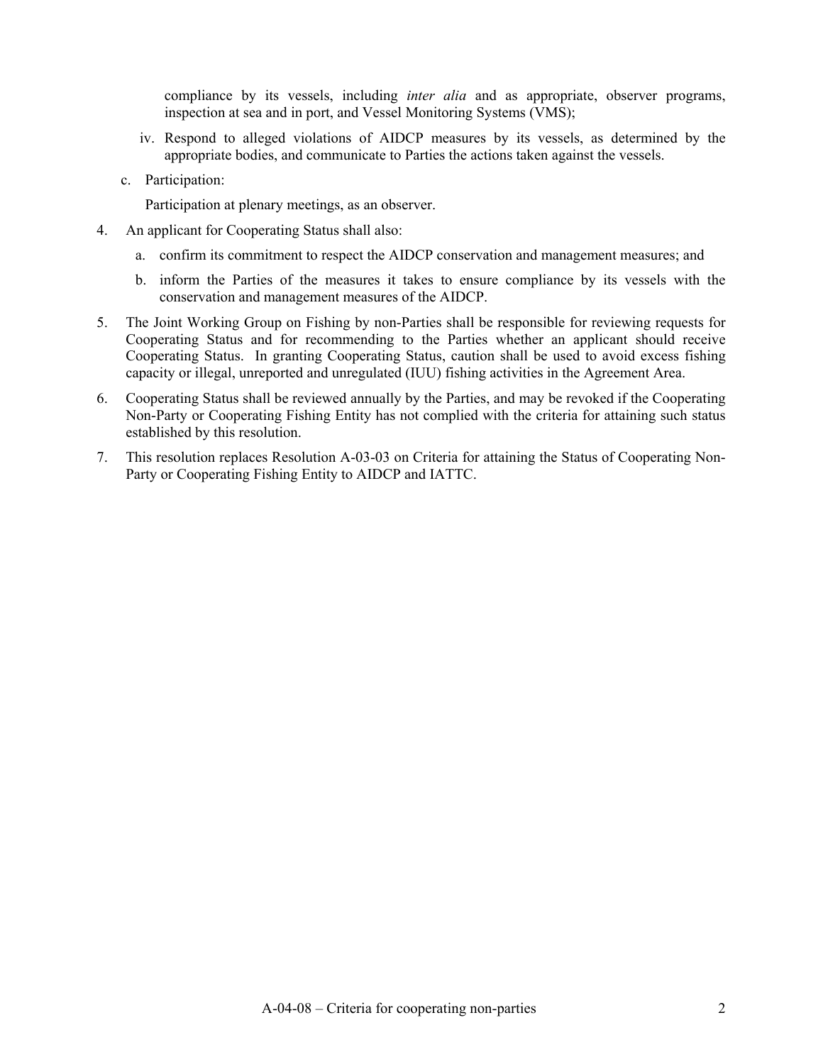compliance by its vessels, including *inter alia* and as appropriate, observer programs, inspection at sea and in port, and Vessel Monitoring Systems (VMS);

iv. Respond to alleged violations of AIDCP measures by its vessels, as determined by the appropriate bodies, and communicate to Parties the actions taken against the vessels.

c. Participation:

Participation at plenary meetings, as an observer.

4. An applicant for Cooperating Status shall also:

   a. confirm its commitment to respect the AIDCP conservation and management measures; and

   b. inform the Parties of the measures it takes to ensure compliance by its vessels with the conservation and management measures of the AIDCP.

5. The Joint Working Group on Fishing by non-Parties shall be responsible for reviewing requests for Cooperating Status and for recommending to the Parties whether an applicant should receive Cooperating Status. In granting Cooperating Status, caution shall be used to avoid excess fishing capacity or illegal, unreported and unregulated (IUU) fishing activities in the Agreement Area.

6. Cooperating Status shall be reviewed annually by the Parties, and may be revoked if the Cooperating Non-Party or Cooperating Fishing Entity has not complied with the criteria for attaining such status established by this resolution.

7. This resolution replaces Resolution A-03-03 on Criteria for attaining the Status of Cooperating Non-Party or Cooperating Fishing Entity to AIDCP and IATTC.